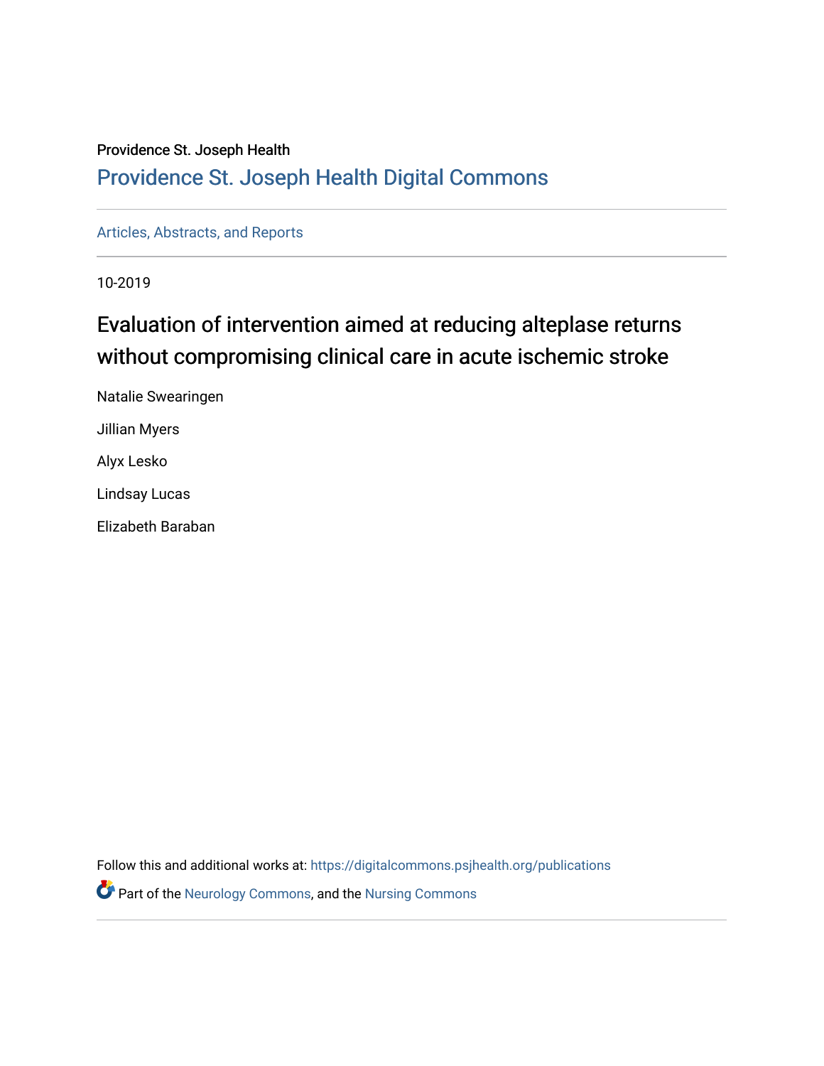Providence St. Joseph Health

## Providence St. Joseph Health Digital Commons

Articles, Abstracts, and Reports

10-2019

# Evaluation of intervention aimed at reducing alteplase returns without compromising clinical care in acute ischemic stroke

Natalie Swearingen

Jillian Myers

Alyx Lesko

Lindsay Lucas

Elizabeth Baraban

Follow this and additional works at: https://digitalcommons.psjhealth.org/publications

Part of the Neurology Commons, and the Nursing Commons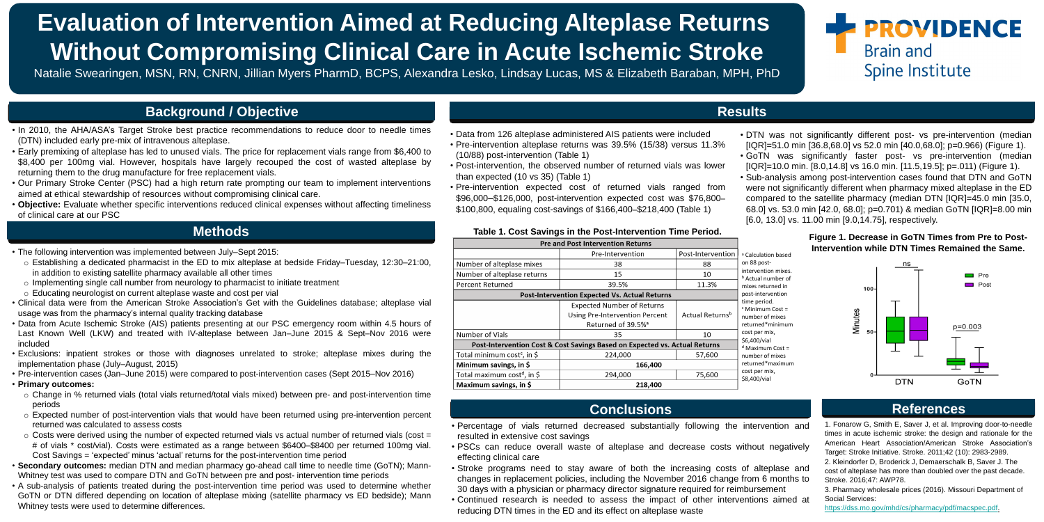# Evaluation of Intervention Aimed at Reducing Alteplase Returns Without Compromising Clinical Care in Acute Ischemic Stroke

Natalie Swearingen, MSN, RN, CNRN, Jillian Myers PharmD, BCPS, Alexandra Lesko, Lindsay Lucas, MS & Elizabeth Baraban, MPH, PhD

PROVIDENCE Brain and Spine Institute

## Background / Objective

- In 2010, the AHA/ASA's Target Stroke best practice recommendations to reduce door to needle times (DTN) included early pre-mix of intravenous alteplase.
- Early premixing of alteplase has led to unused vials. The price for replacement vials range from $6,400 to $8,400 per 100mg vial. However, hospitals have largely recouped the cost of wasted alteplase by returning them to the drug manufacture for free replacement vials.
- Our Primary Stroke Center (PSC) had a high return rate prompting our team to implement interventions aimed at ethical stewardship of resources without compromising clinical care.
- **Objective:** Evaluate whether specific interventions reduced clinical expenses without affecting timeliness of clinical care at our PSC

## Methods

- The following intervention was implemented between July–Sept 2015:
  - Establishing a dedicated pharmacist in the ED to mix alteplase at bedside Friday–Tuesday, 12:30–21:00, in addition to existing satellite pharmacy available all other times
  - Implementing single call number from neurology to pharmacist to initiate treatment
  - Educating neurologist on current alteplase waste and cost per vial
- Clinical data were from the American Stroke Association's Get with the Guidelines database; alteplase vial usage was from the pharmacy's internal quality tracking database
- Data from Acute Ischemic Stroke (AIS) patients presenting at our PSC emergency room within 4.5 hours of Last Known Well (LKW) and treated with IV-alteplase between Jan–June 2015 & Sept–Nov 2016 were included
- Exclusions: inpatient strokes or those with diagnoses unrelated to stroke; alteplase mixes during the implementation phase (July–August, 2015)
- Pre-intervention cases (Jan–June 2015) were compared to post-intervention cases (Sept 2015–Nov 2016)
- **Primary outcomes:**
  - Change in % returned vials (total vials returned/total vials mixed) between pre- and post-intervention time periods
  - Expected number of post-intervention vials that would have been returned using pre-intervention percent returned was calculated to assess costs
  - Costs were derived using the number of expected returned vials vs actual number of returned vials (cost = # of vials * cost/vial). Costs were estimated as a range between $6400–$8400 per returned 100mg vial. Cost Savings = 'expected' minus 'actual' returns for the post-intervention time period
- **Secondary outcomes:** median DTN and median pharmacy go-ahead call time to needle time (GoTN); Mann-Whitney test was used to compare DTN and GoTN between pre and post- intervention time periods
- A sub-analysis of patients treated during the post-intervention time period was used to determine whether GoTN or DTN differed depending on location of alteplase mixing (satellite pharmacy vs ED bedside); Mann Whitney tests were used to determine differences.

## Results

- Data from 126 alteplase administered AIS patients were included
- Pre-intervention alteplase returns was 39.5% (15/38) versus 11.3% (10/88) post-intervention (Table 1)
- Post-intervention, the observed number of returned vials was lower than expected (10 vs 35) (Table 1)
- Pre-intervention expected cost of returned vials ranged from $96,000–$126,000, post-intervention expected cost was $76,800–$100,800, equaling cost-savings of $166,400–$218,400 (Table 1)

**Table 1. Cost Savings in the Post-Intervention Time Period.**

| Pre and Post Intervention Returns | | |
|---|---|---|
| | Pre-Intervention | Post-Intervention |
| Number of alteplase mixes | 38 | 88 |
| Number of alteplase returns | 15 | 10 |
| Percent Returned | 39.5% | 11.3% |
| **Post-Intervention Expected Vs. Actual Returns** | | |
| | Expected Number of Returns Using Pre-Intervention Percent Returned of 39.5%[a] | Actual Returns[b] |
| Number of Vials | 35 | 10 |
| **Post-Intervention Cost & Cost Savings Based on Expected vs. Actual Returns** | | |
| Total minimum cost[c], in $ | 224,000 | 57,600 |
| **Minimum savings, in $** | **166,400** | |
| Total maximum cost[d], in $ | 294,000 | 75,600 |
| **Maximum savings, in $** | **218,400** | |

[a] Calculation based on 88 post-intervention mixes.
[b] Actual number of mixes returned in post-intervention time period.
[c] Minimum Cost = number of mixes returned*minimum cost per mix, $6,400/vial
[d] Maximum Cost = number of mixes returned*maximum cost per mix, $8,400/vial

- DTN was not significantly different post- vs pre-intervention (median [IQR]=51.0 min [36.8,68.0] vs 52.0 min [40.0,68.0]; p=0.966) (Figure 1).
- GoTN was significantly faster post- vs pre-intervention (median [IQR]=10.0 min. [8.0,14.8] vs 16.0 min. [11.5,19.5]; p=.011) (Figure 1).
- Sub-analysis among post-intervention cases found that DTN and GoTN were not significantly different when pharmacy mixed alteplase in the ED compared to the satellite pharmacy (median DTN [IQR]=45.0 min [35.0, 68.0] vs. 53.0 min [42.0, 68.0]; p=0.701) & median GoTN [IQR]=8.00 min [6.0, 13.0] vs. 11.00 min [9.0,14.75], respectively.

**Figure 1. Decrease in GoTN Times from Pre to Post-Intervention while DTN Times Remained the Same.**

Minutes
100
50
0
DTN
GoTN
ns
p=0.003
Pre
Post

## Conclusions

- Percentage of vials returned decreased substantially following the intervention and resulted in extensive cost savings
- PSCs can reduce overall waste of alteplase and decrease costs without negatively effecting clinical care
- Stroke programs need to stay aware of both the increasing costs of alteplase and changes in replacement policies, including the November 2016 change from 6 months to 30 days with a physician or pharmacy director signature required for reimbursement
- Continued research is needed to assess the impact of other interventions aimed at reducing DTN times in the ED and its effect on alteplase waste

## References

1. Fonarow G, Smith E, Saver J, et al. Improving door-to-needle times in acute ischemic stroke: the design and rationale for the American Heart Association/American Stroke Association's Target: Stroke Initiative. Stroke. 2011;42 (10): 2983-2989.
2. Kleindorfer D, Broderick J, Demaerschalk B, Saver J. The cost of alteplase has more than doubled over the past decade. Stroke. 2016;47: AWP78.
3. Pharmacy wholesale prices (2016). Missouri Department of Social Services: https://dss.mo.gov/mhd/cs/pharmacy/pdf/macspec.pdf.